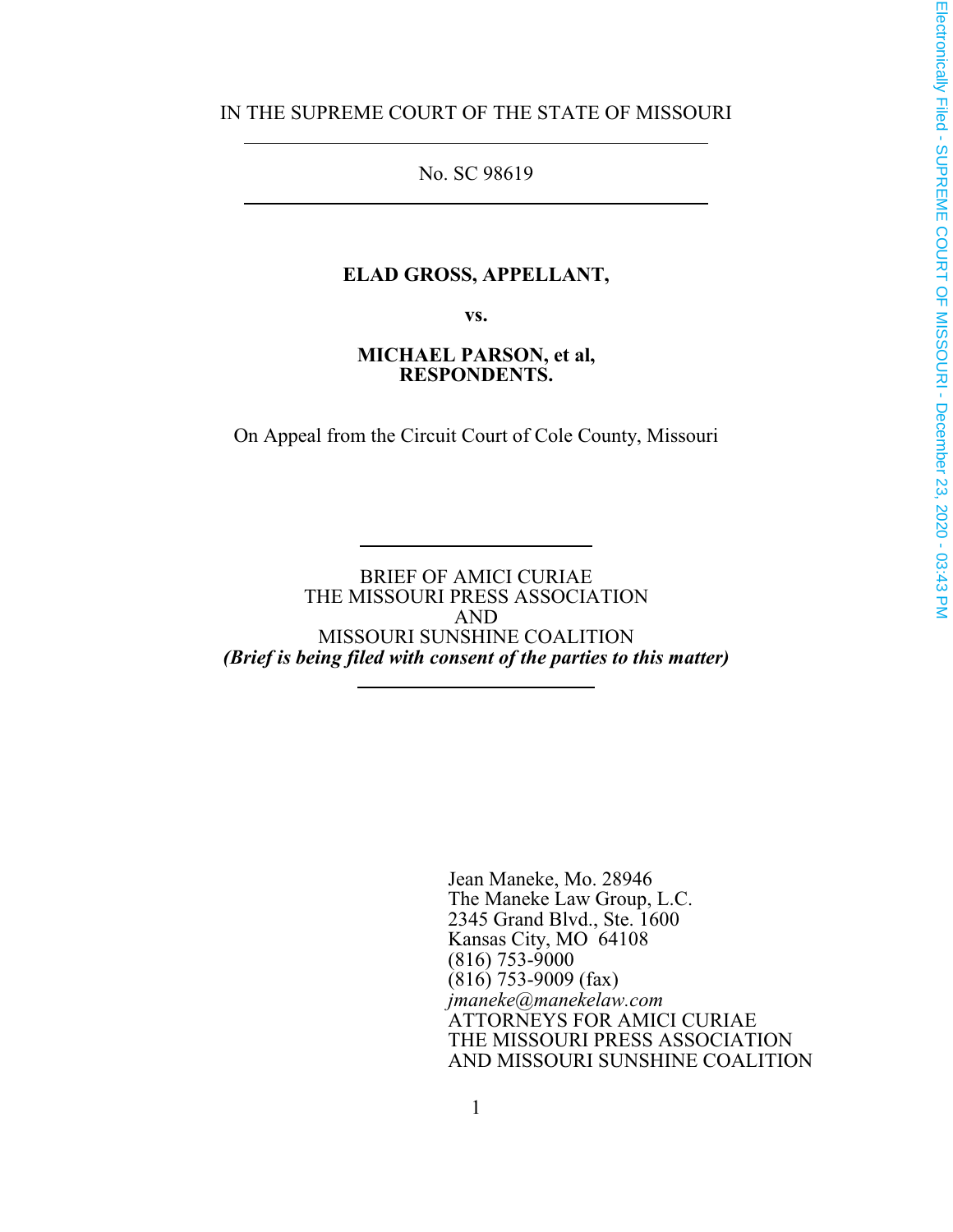IN THE SUPREME COURT OF THE STATE OF MISSOURI

No. SC 98619

**ELAD GROSS, APPELLANT,**

**vs.**

**MICHAEL PARSON, et al,**
**RESPONDENTS.**

On Appeal from the Circuit Court of Cole County, Missouri

BRIEF OF AMICI CURIAE
THE MISSOURI PRESS ASSOCIATION
AND
MISSOURI SUNSHINE COALITION
***(Brief is being filed with consent of the parties to this matter)***

Jean Maneke, Mo. 28946
The Maneke Law Group, L.C.
2345 Grand Blvd., Ste. 1600
Kansas City, MO 64108
(816) 753-9000
(816) 753-9009 (fax)
*jmaneke@manekelaw.com*
ATTORNEYS FOR AMICI CURIAE
THE MISSOURI PRESS ASSOCIATION
AND MISSOURI SUNSHINE COALITION

Electronically Filed - SUPREME COURT OF MISSOURI - December 23, 2020 - 03:43 PM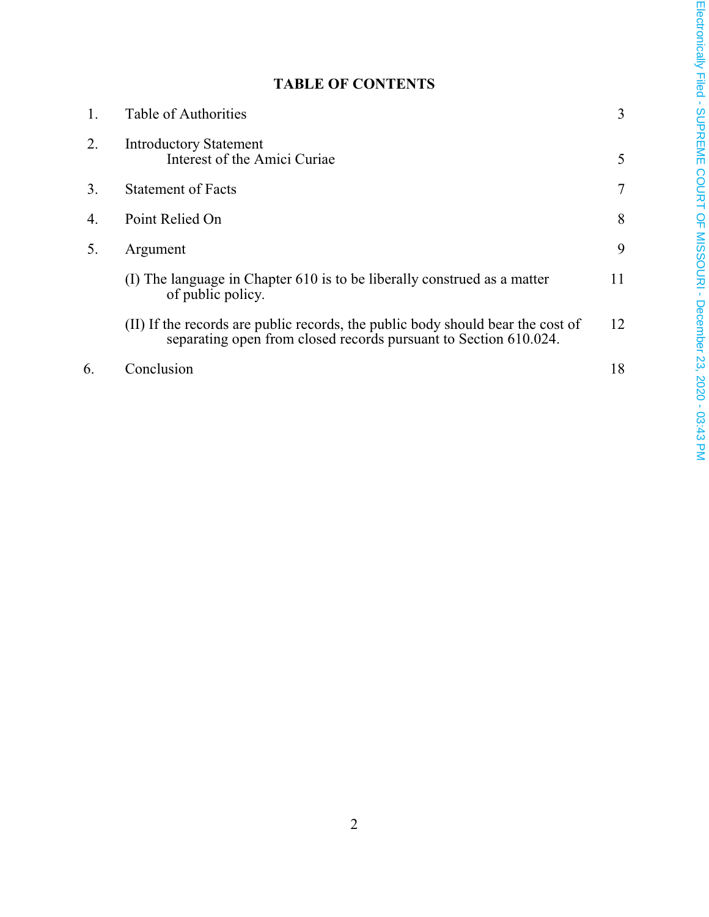# TABLE OF CONTENTS

| | | |
|---|---|---|
| 1. | Table of Authorities | 3 |
| 2. | Introductory Statement<br>Interest of the Amici Curiae | 5 |
| 3. | Statement of Facts | 7 |
| 4. | Point Relied On | 8 |
| 5. | Argument | 9 |
| | (I) The language in Chapter 610 is to be liberally construed as a matter of public policy. | 11 |
| | (II) If the records are public records, the public body should bear the cost of separating open from closed records pursuant to Section 610.024. | 12 |
| 6. | Conclusion | 18 |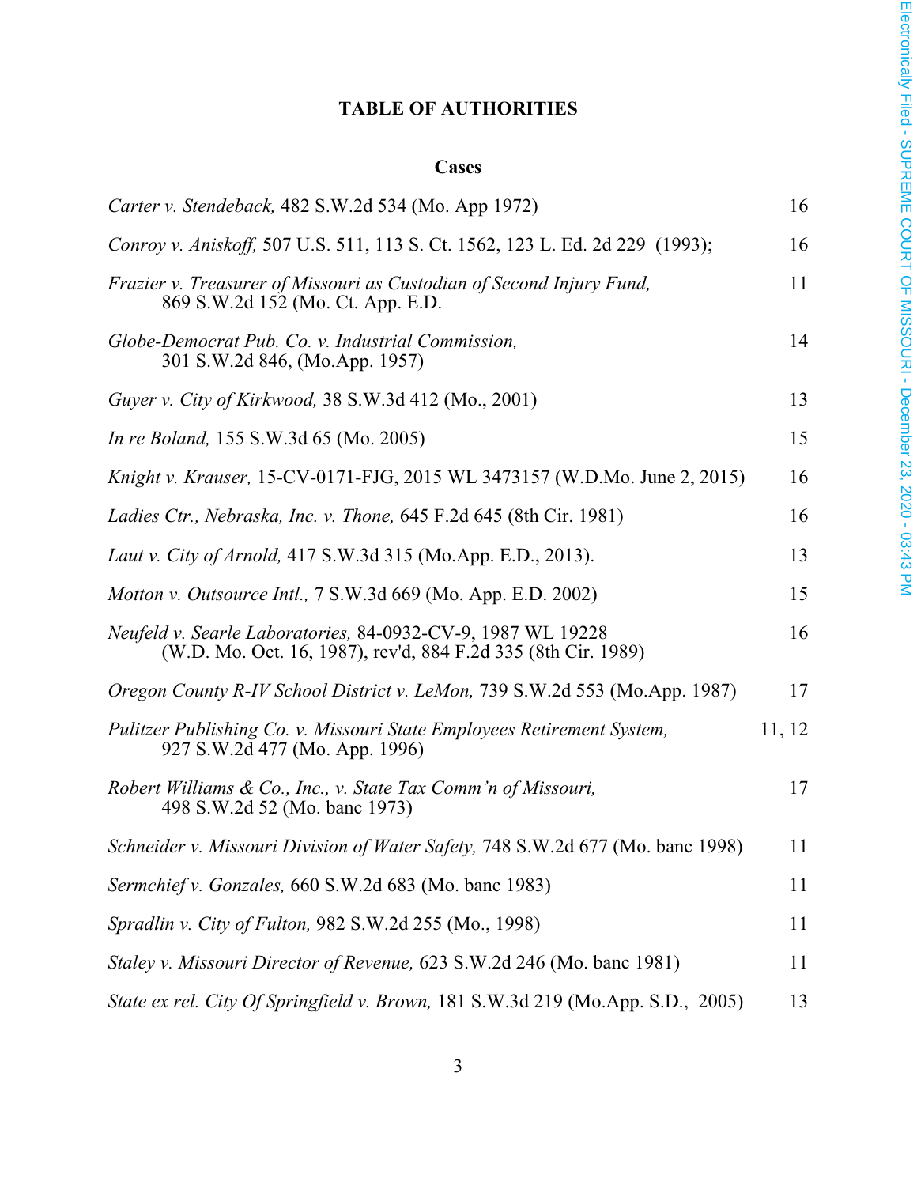# TABLE OF AUTHORITIES

## Cases

| Case | Page |
|---|---|
| *Carter v. Stendeback,* 482 S.W.2d 534 (Mo. App 1972) | 16 |
| *Conroy v. Aniskoff,* 507 U.S. 511, 113 S. Ct. 1562, 123 L. Ed. 2d 229 (1993); | 16 |
| *Frazier v. Treasurer of Missouri as Custodian of Second Injury Fund,* 869 S.W.2d 152 (Mo. Ct. App. E.D. | 11 |
| *Globe-Democrat Pub. Co. v. Industrial Commission,* 301 S.W.2d 846, (Mo.App. 1957) | 14 |
| *Guyer v. City of Kirkwood,* 38 S.W.3d 412 (Mo., 2001) | 13 |
| *In re Boland,* 155 S.W.3d 65 (Mo. 2005) | 15 |
| *Knight v. Krauser,* 15-CV-0171-FJG, 2015 WL 3473157 (W.D.Mo. June 2, 2015) | 16 |
| *Ladies Ctr., Nebraska, Inc. v. Thone,* 645 F.2d 645 (8th Cir. 1981) | 16 |
| *Laut v. City of Arnold,* 417 S.W.3d 315 (Mo.App. E.D., 2013). | 13 |
| *Motton v. Outsource Intl.,* 7 S.W.3d 669 (Mo. App. E.D. 2002) | 15 |
| *Neufeld v. Searle Laboratories,* 84-0932-CV-9, 1987 WL 19228 (W.D. Mo. Oct. 16, 1987), rev'd, 884 F.2d 335 (8th Cir. 1989) | 16 |
| *Oregon County R-IV School District v. LeMon,* 739 S.W.2d 553 (Mo.App. 1987) | 17 |
| *Pulitzer Publishing Co. v. Missouri State Employees Retirement System,* 927 S.W.2d 477 (Mo. App. 1996) | 11, 12 |
| *Robert Williams & Co., Inc., v. State Tax Comm'n of Missouri,* 498 S.W.2d 52 (Mo. banc 1973) | 17 |
| *Schneider v. Missouri Division of Water Safety,* 748 S.W.2d 677 (Mo. banc 1998) | 11 |
| *Sermchief v. Gonzales,* 660 S.W.2d 683 (Mo. banc 1983) | 11 |
| *Spradlin v. City of Fulton,* 982 S.W.2d 255 (Mo., 1998) | 11 |
| *Staley v. Missouri Director of Revenue,* 623 S.W.2d 246 (Mo. banc 1981) | 11 |
| *State ex rel. City Of Springfield v. Brown,* 181 S.W.3d 219 (Mo.App. S.D., 2005) | 13 |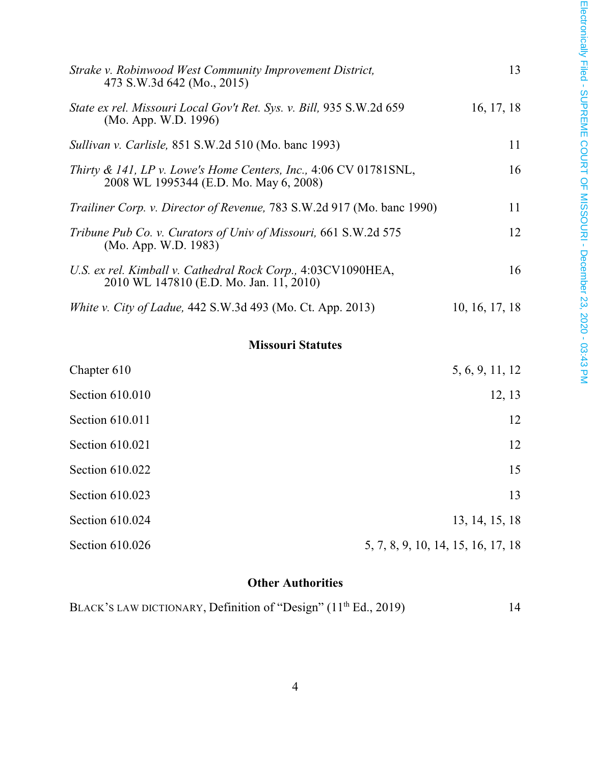*Strake v. Robinwood West Community Improvement District,* 473 S.W.3d 642 (Mo., 2015) — 13

*State ex rel. Missouri Local Gov't Ret. Sys. v. Bill,* 935 S.W.2d 659 (Mo. App. W.D. 1996) — 16, 17, 18

*Sullivan v. Carlisle,* 851 S.W.2d 510 (Mo. banc 1993) — 11

*Thirty & 141, LP v. Lowe's Home Centers, Inc.,* 4:06 CV 01781SNL, 2008 WL 1995344 (E.D. Mo. May 6, 2008) — 16

*Trailiner Corp. v. Director of Revenue,* 783 S.W.2d 917 (Mo. banc 1990) — 11

*Tribune Pub Co. v. Curators of Univ of Missouri,* 661 S.W.2d 575 (Mo. App. W.D. 1983) — 12

*U.S. ex rel. Kimball v. Cathedral Rock Corp.,* 4:03CV1090HEA, 2010 WL 147810 (E.D. Mo. Jan. 11, 2010) — 16

*White v. City of Ladue,* 442 S.W.3d 493 (Mo. Ct. App. 2013) — 10, 16, 17, 18

**Missouri Statutes**

Chapter 610 — 5, 6, 9, 11, 12

Section 610.010 — 12, 13

Section 610.011 — 12

Section 610.021 — 12

Section 610.022 — 15

Section 610.023 — 13

Section 610.024 — 13, 14, 15, 18

Section 610.026 — 5, 7, 8, 9, 10, 14, 15, 16, 17, 18

**Other Authorities**

BLACK'S LAW DICTIONARY, Definition of "Design" (11th Ed., 2019) — 14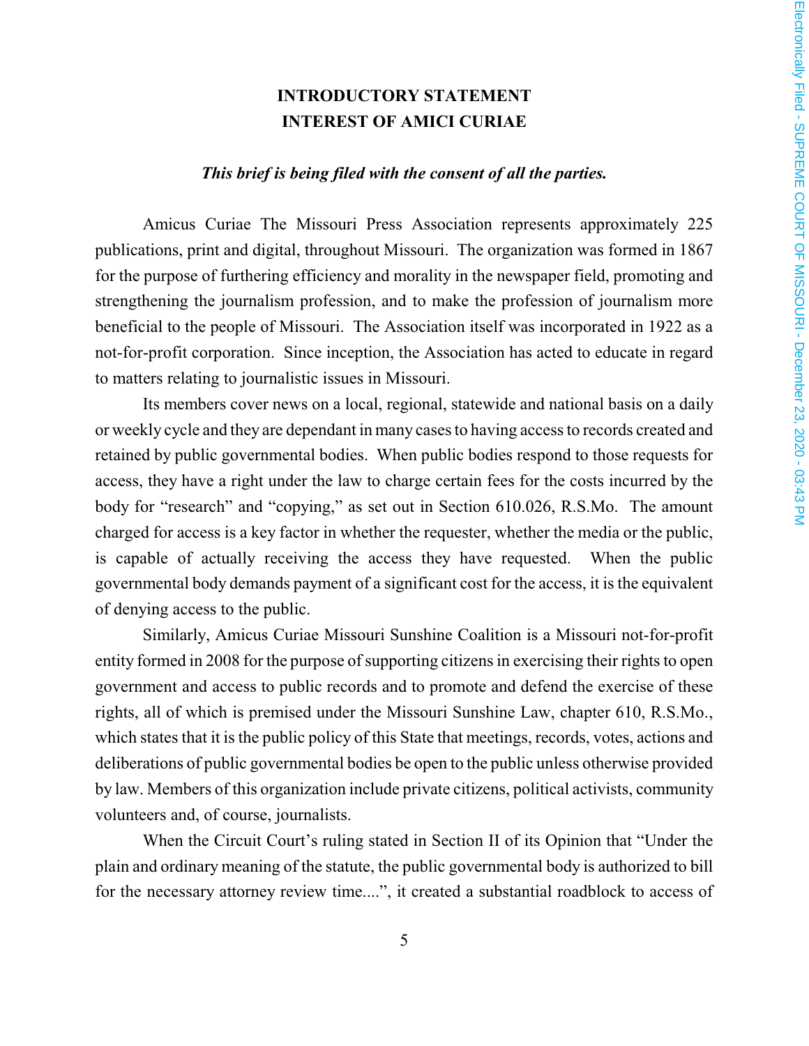# INTRODUCTORY STATEMENT
# INTEREST OF AMICI CURIAE

***This brief is being filed with the consent of all the parties.***

Amicus Curiae The Missouri Press Association represents approximately 225 publications, print and digital, throughout Missouri. The organization was formed in 1867 for the purpose of furthering efficiency and morality in the newspaper field, promoting and strengthening the journalism profession, and to make the profession of journalism more beneficial to the people of Missouri. The Association itself was incorporated in 1922 as a not-for-profit corporation. Since inception, the Association has acted to educate in regard to matters relating to journalistic issues in Missouri.

Its members cover news on a local, regional, statewide and national basis on a daily or weekly cycle and they are dependant in many cases to having access to records created and retained by public governmental bodies. When public bodies respond to those requests for access, they have a right under the law to charge certain fees for the costs incurred by the body for "research" and "copying," as set out in Section 610.026, R.S.Mo. The amount charged for access is a key factor in whether the requester, whether the media or the public, is capable of actually receiving the access they have requested. When the public governmental body demands payment of a significant cost for the access, it is the equivalent of denying access to the public.

Similarly, Amicus Curiae Missouri Sunshine Coalition is a Missouri not-for-profit entity formed in 2008 for the purpose of supporting citizens in exercising their rights to open government and access to public records and to promote and defend the exercise of these rights, all of which is premised under the Missouri Sunshine Law, chapter 610, R.S.Mo., which states that it is the public policy of this State that meetings, records, votes, actions and deliberations of public governmental bodies be open to the public unless otherwise provided by law. Members of this organization include private citizens, political activists, community volunteers and, of course, journalists.

When the Circuit Court's ruling stated in Section II of its Opinion that "Under the plain and ordinary meaning of the statute, the public governmental body is authorized to bill for the necessary attorney review time....", it created a substantial roadblock to access of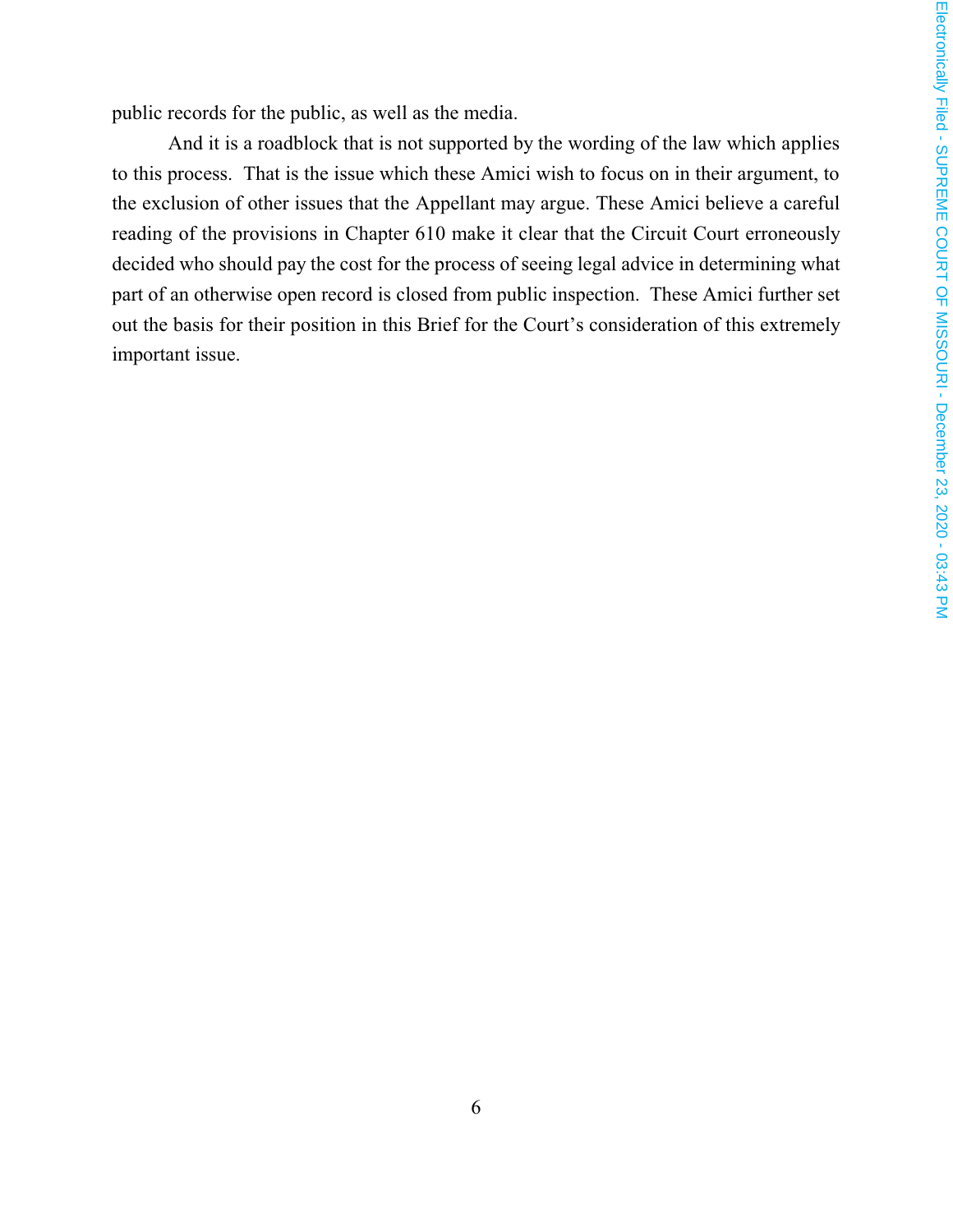public records for the public, as well as the media.

And it is a roadblock that is not supported by the wording of the law which applies to this process. That is the issue which these Amici wish to focus on in their argument, to the exclusion of other issues that the Appellant may argue. These Amici believe a careful reading of the provisions in Chapter 610 make it clear that the Circuit Court erroneously decided who should pay the cost for the process of seeing legal advice in determining what part of an otherwise open record is closed from public inspection. These Amici further set out the basis for their position in this Brief for the Court's consideration of this extremely important issue.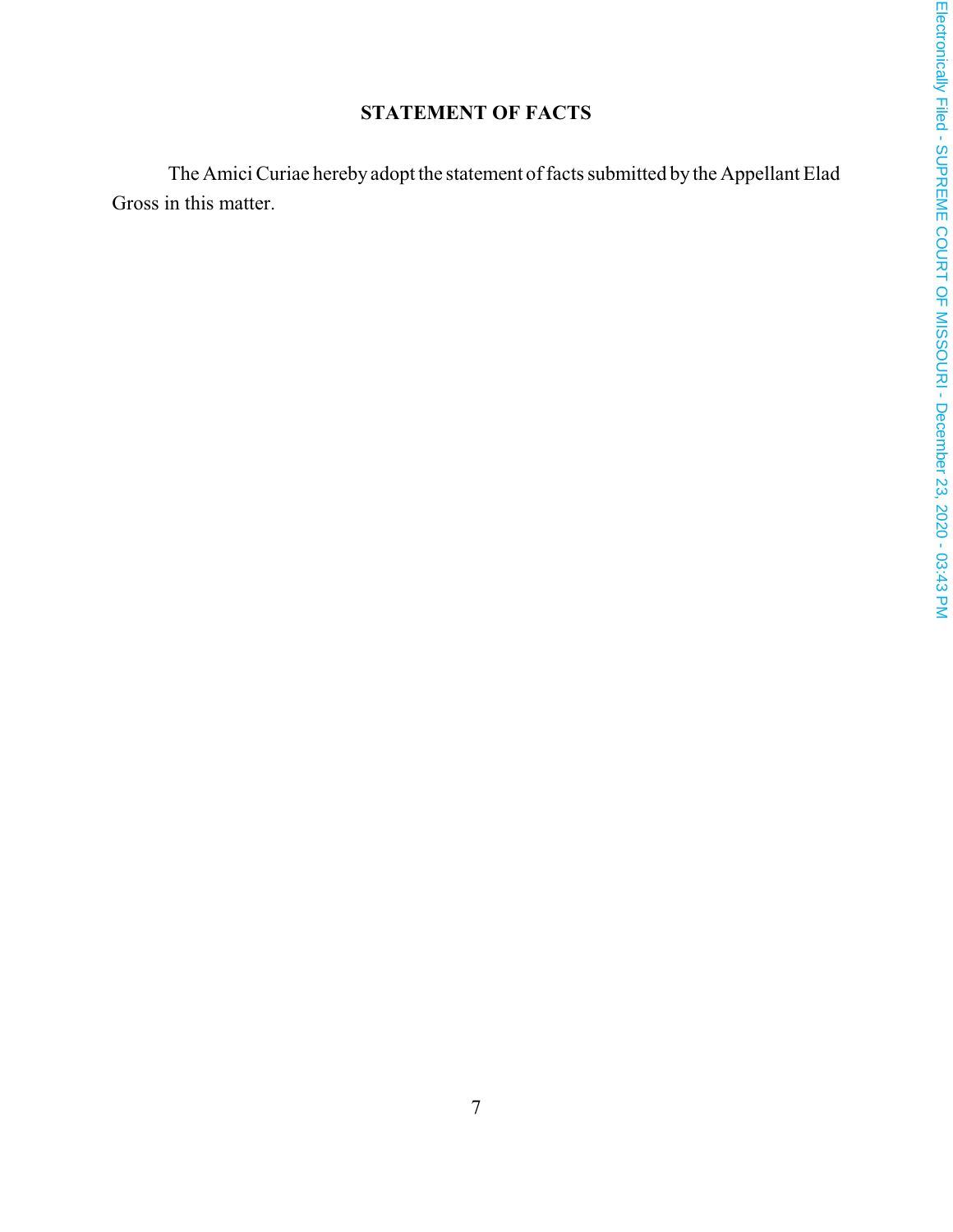## STATEMENT OF FACTS

The Amici Curiae hereby adopt the statement of facts submitted by the Appellant Elad Gross in this matter.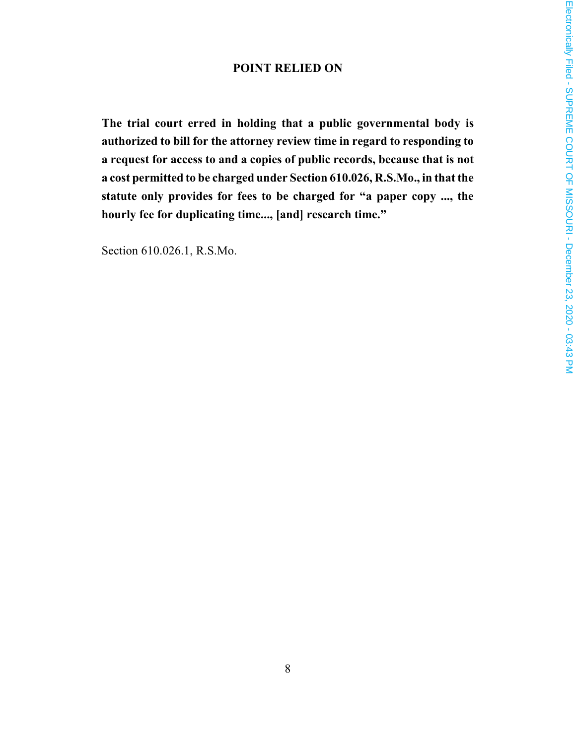## POINT RELIED ON

**The trial court erred in holding that a public governmental body is authorized to bill for the attorney review time in regard to responding to a request for access to and a copies of public records, because that is not a cost permitted to be charged under Section 610.026, R.S.Mo., in that the statute only provides for fees to be charged for "a paper copy ..., the hourly fee for duplicating time..., [and] research time."**

Section 610.026.1, R.S.Mo.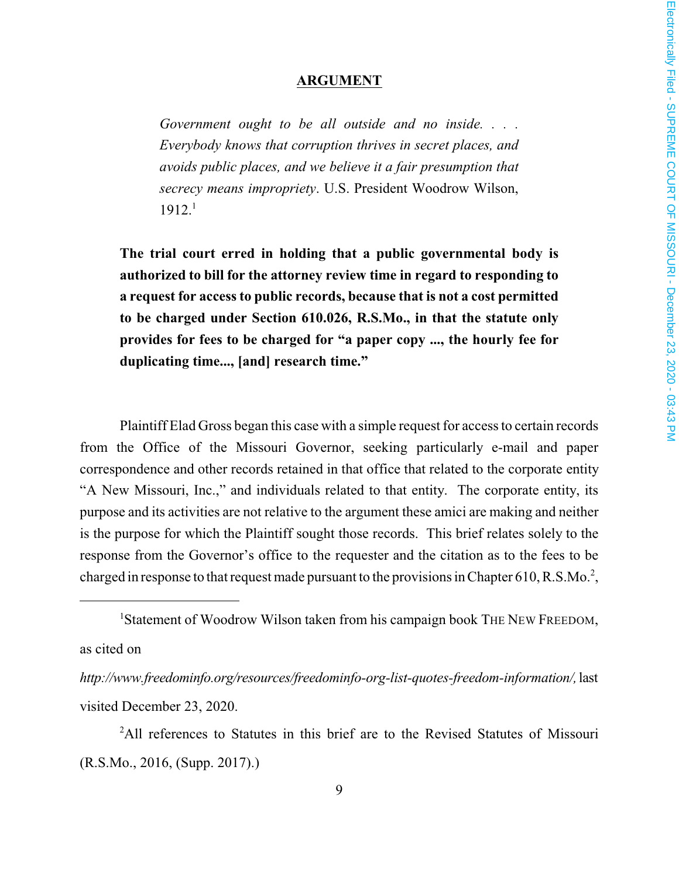## ARGUMENT

> *Government ought to be all outside and no inside. . . . Everybody knows that corruption thrives in secret places, and avoids public places, and we believe it a fair presumption that secrecy means impropriety*. U.S. President Woodrow Wilson, 1912.[1]

**The trial court erred in holding that a public governmental body is authorized to bill for the attorney review time in regard to responding to a request for access to public records, because that is not a cost permitted to be charged under Section 610.026, R.S.Mo., in that the statute only provides for fees to be charged for "a paper copy ..., the hourly fee for duplicating time..., [and] research time."**

Plaintiff Elad Gross began this case with a simple request for access to certain records from the Office of the Missouri Governor, seeking particularly e-mail and paper correspondence and other records retained in that office that related to the corporate entity "A New Missouri, Inc.," and individuals related to that entity. The corporate entity, its purpose and its activities are not relative to the argument these amici are making and neither is the purpose for which the Plaintiff sought those records. This brief relates solely to the response from the Governor's office to the requester and the citation as to the fees to be charged in response to that request made pursuant to the provisions in Chapter 610, R.S.Mo.[2],

---

[1] Statement of Woodrow Wilson taken from his campaign book THE NEW FREEDOM, as cited on *http://www.freedominfo.org/resources/freedominfo-org-list-quotes-freedom-information/,* last visited December 23, 2020.

[2] All references to Statutes in this brief are to the Revised Statutes of Missouri (R.S.Mo., 2016, (Supp. 2017).)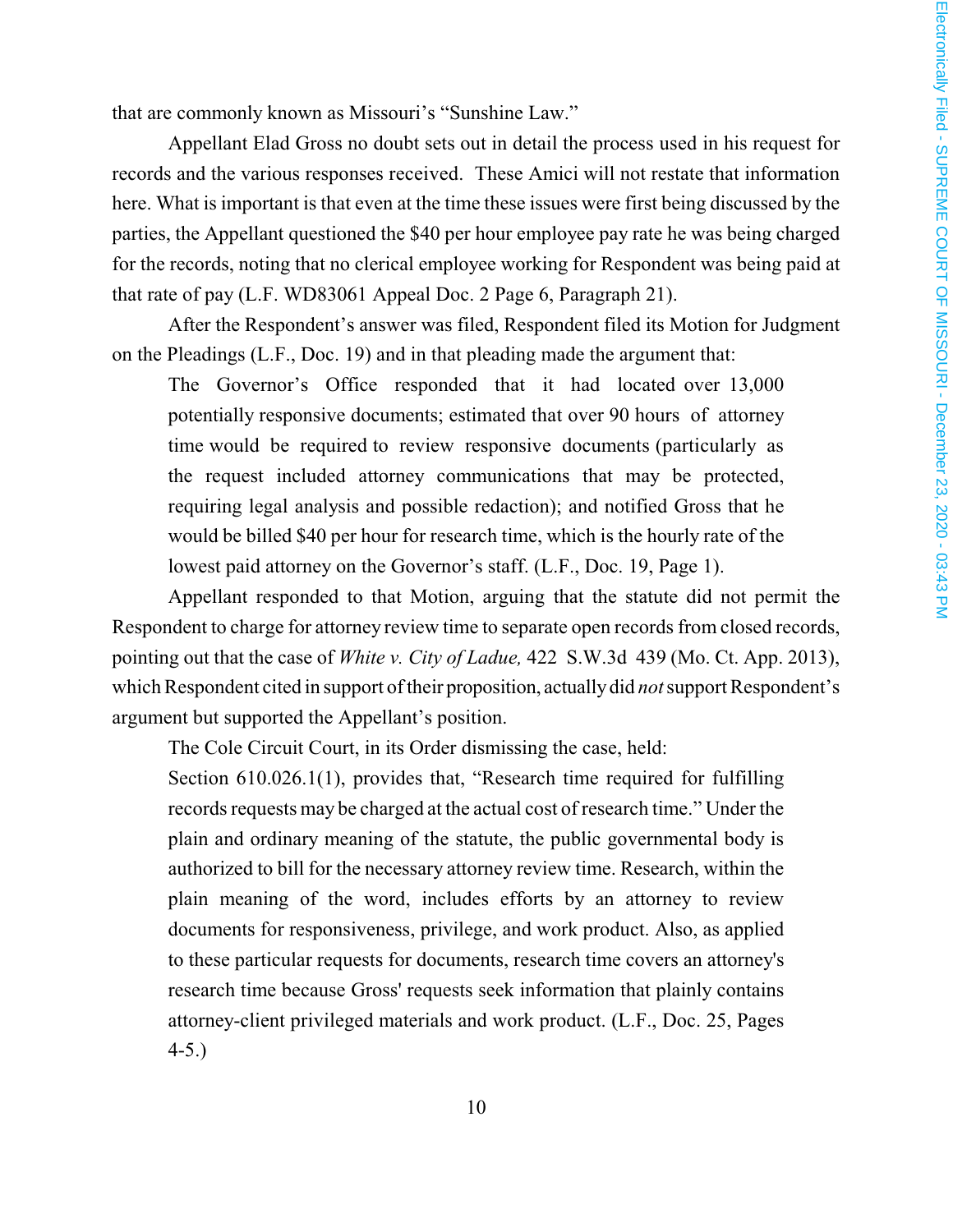that are commonly known as Missouri's "Sunshine Law."

Appellant Elad Gross no doubt sets out in detail the process used in his request for records and the various responses received. These Amici will not restate that information here. What is important is that even at the time these issues were first being discussed by the parties, the Appellant questioned the $40 per hour employee pay rate he was being charged for the records, noting that no clerical employee working for Respondent was being paid at that rate of pay (L.F. WD83061 Appeal Doc. 2 Page 6, Paragraph 21).

After the Respondent's answer was filed, Respondent filed its Motion for Judgment on the Pleadings (L.F., Doc. 19) and in that pleading made the argument that:

> The Governor's Office responded that it had located over 13,000 potentially responsive documents; estimated that over 90 hours of attorney time would be required to review responsive documents (particularly as the request included attorney communications that may be protected, requiring legal analysis and possible redaction); and notified Gross that he would be billed $40 per hour for research time, which is the hourly rate of the lowest paid attorney on the Governor's staff. (L.F., Doc. 19, Page 1).

Appellant responded to that Motion, arguing that the statute did not permit the Respondent to charge for attorney review time to separate open records from closed records, pointing out that the case of *White v. City of Ladue,* 422 S.W.3d 439 (Mo. Ct. App. 2013), which Respondent cited in support of their proposition, actually did *not* support Respondent's argument but supported the Appellant's position.

The Cole Circuit Court, in its Order dismissing the case, held:

> Section 610.026.1(1), provides that, "Research time required for fulfilling records requests may be charged at the actual cost of research time." Under the plain and ordinary meaning of the statute, the public governmental body is authorized to bill for the necessary attorney review time. Research, within the plain meaning of the word, includes efforts by an attorney to review documents for responsiveness, privilege, and work product. Also, as applied to these particular requests for documents, research time covers an attorney's research time because Gross' requests seek information that plainly contains attorney-client privileged materials and work product. (L.F., Doc. 25, Pages 4-5.)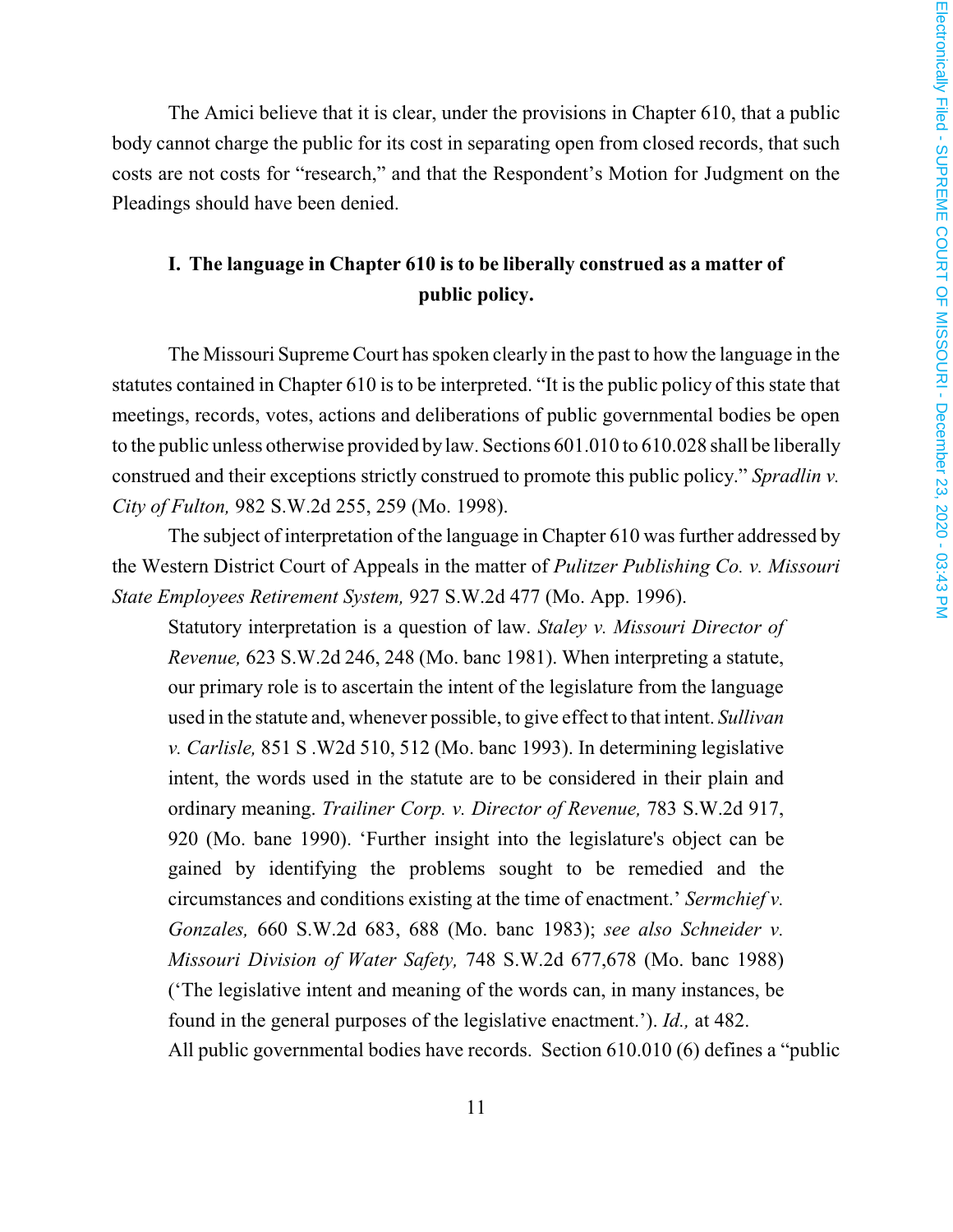The Amici believe that it is clear, under the provisions in Chapter 610, that a public body cannot charge the public for its cost in separating open from closed records, that such costs are not costs for "research," and that the Respondent's Motion for Judgment on the Pleadings should have been denied.

## I. The language in Chapter 610 is to be liberally construed as a matter of public policy.

The Missouri Supreme Court has spoken clearly in the past to how the language in the statutes contained in Chapter 610 is to be interpreted. "It is the public policy of this state that meetings, records, votes, actions and deliberations of public governmental bodies be open to the public unless otherwise provided by law. Sections 601.010 to 610.028 shall be liberally construed and their exceptions strictly construed to promote this public policy." *Spradlin v. City of Fulton,* 982 S.W.2d 255, 259 (Mo. 1998).

The subject of interpretation of the language in Chapter 610 was further addressed by the Western District Court of Appeals in the matter of *Pulitzer Publishing Co. v. Missouri State Employees Retirement System,* 927 S.W.2d 477 (Mo. App. 1996).

> Statutory interpretation is a question of law. *Staley v. Missouri Director of Revenue,* 623 S.W.2d 246, 248 (Mo. banc 1981). When interpreting a statute, our primary role is to ascertain the intent of the legislature from the language used in the statute and, whenever possible, to give effect to that intent. *Sullivan v. Carlisle,* 851 S .W2d 510, 512 (Mo. banc 1993). In determining legislative intent, the words used in the statute are to be considered in their plain and ordinary meaning. *Trailiner Corp. v. Director of Revenue,* 783 S.W.2d 917, 920 (Mo. bane 1990). 'Further insight into the legislature's object can be gained by identifying the problems sought to be remedied and the circumstances and conditions existing at the time of enactment.' *Sermchief v. Gonzales,* 660 S.W.2d 683, 688 (Mo. banc 1983); *see also Schneider v. Missouri Division of Water Safety,* 748 S.W.2d 677,678 (Mo. banc 1988) ('The legislative intent and meaning of the words can, in many instances, be found in the general purposes of the legislative enactment.'). *Id.,* at 482.

All public governmental bodies have records. Section 610.010 (6) defines a "public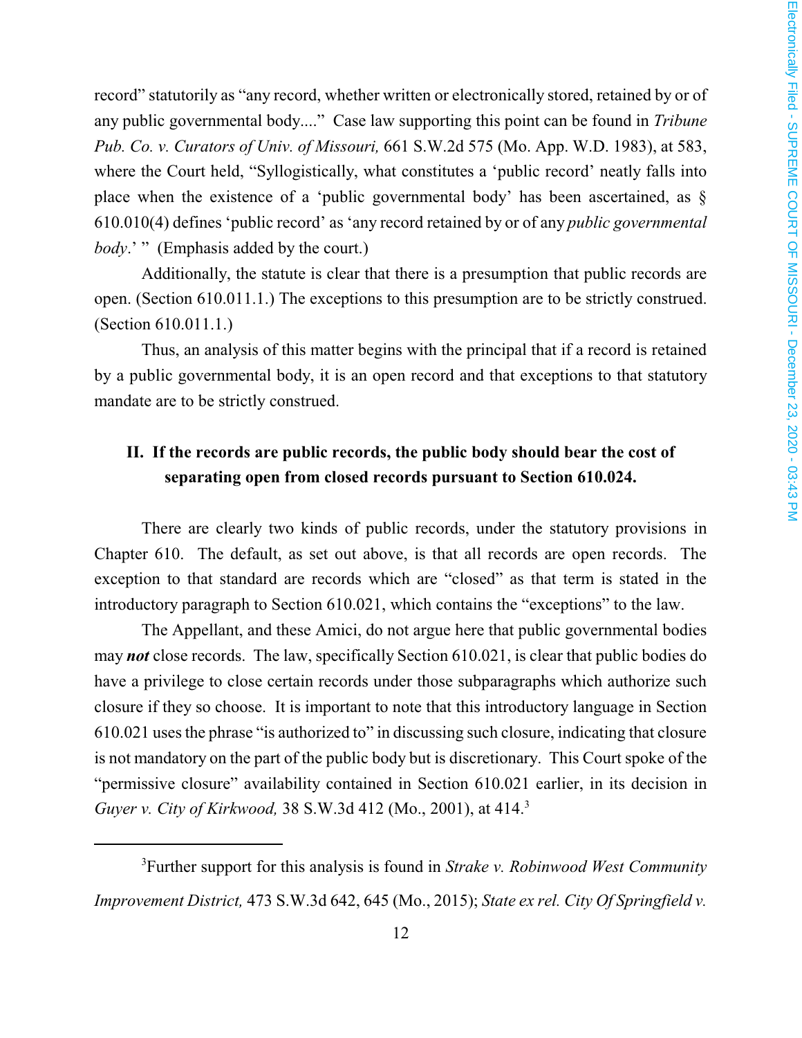record" statutorily as "any record, whether written or electronically stored, retained by or of any public governmental body...." Case law supporting this point can be found in *Tribune Pub. Co. v. Curators of Univ. of Missouri,* 661 S.W.2d 575 (Mo. App. W.D. 1983), at 583, where the Court held, "Syllogistically, what constitutes a 'public record' neatly falls into place when the existence of a 'public governmental body' has been ascertained, as § 610.010(4) defines 'public record' as 'any record retained by or of any *public governmental body*.' " (Emphasis added by the court.)

Additionally, the statute is clear that there is a presumption that public records are open. (Section 610.011.1.) The exceptions to this presumption are to be strictly construed. (Section 610.011.1.)

Thus, an analysis of this matter begins with the principal that if a record is retained by a public governmental body, it is an open record and that exceptions to that statutory mandate are to be strictly construed.

## II. If the records are public records, the public body should bear the cost of separating open from closed records pursuant to Section 610.024.

There are clearly two kinds of public records, under the statutory provisions in Chapter 610. The default, as set out above, is that all records are open records. The exception to that standard are records which are "closed" as that term is stated in the introductory paragraph to Section 610.021, which contains the "exceptions" to the law.

The Appellant, and these Amici, do not argue here that public governmental bodies may ***not*** close records. The law, specifically Section 610.021, is clear that public bodies do have a privilege to close certain records under those subparagraphs which authorize such closure if they so choose. It is important to note that this introductory language in Section 610.021 uses the phrase "is authorized to" in discussing such closure, indicating that closure is not mandatory on the part of the public body but is discretionary. This Court spoke of the "permissive closure" availability contained in Section 610.021 earlier, in its decision in *Guyer v. City of Kirkwood,* 38 S.W.3d 412 (Mo., 2001), at 414.[3]

---

[3]Further support for this analysis is found in *Strake v. Robinwood West Community Improvement District,* 473 S.W.3d 642, 645 (Mo., 2015); *State ex rel. City Of Springfield v.*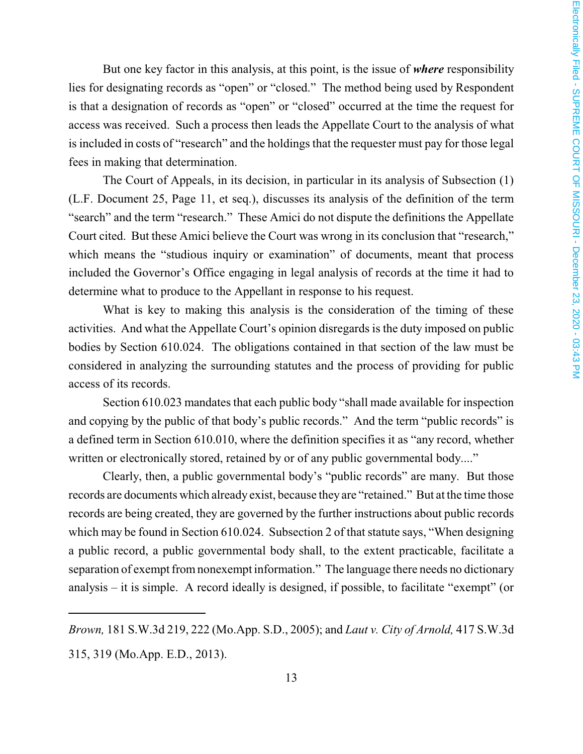But one key factor in this analysis, at this point, is the issue of ***where*** responsibility lies for designating records as "open" or "closed." The method being used by Respondent is that a designation of records as "open" or "closed" occurred at the time the request for access was received. Such a process then leads the Appellate Court to the analysis of what is included in costs of "research" and the holdings that the requester must pay for those legal fees in making that determination.

The Court of Appeals, in its decision, in particular in its analysis of Subsection (1) (L.F. Document 25, Page 11, et seq.), discusses its analysis of the definition of the term "search" and the term "research." These Amici do not dispute the definitions the Appellate Court cited. But these Amici believe the Court was wrong in its conclusion that "research," which means the "studious inquiry or examination" of documents, meant that process included the Governor's Office engaging in legal analysis of records at the time it had to determine what to produce to the Appellant in response to his request.

What is key to making this analysis is the consideration of the timing of these activities. And what the Appellate Court's opinion disregards is the duty imposed on public bodies by Section 610.024. The obligations contained in that section of the law must be considered in analyzing the surrounding statutes and the process of providing for public access of its records.

Section 610.023 mandates that each public body "shall made available for inspection and copying by the public of that body's public records." And the term "public records" is a defined term in Section 610.010, where the definition specifies it as "any record, whether written or electronically stored, retained by or of any public governmental body...."

Clearly, then, a public governmental body's "public records" are many. But those records are documents which already exist, because they are "retained." But at the time those records are being created, they are governed by the further instructions about public records which may be found in Section 610.024. Subsection 2 of that statute says, "When designing a public record, a public governmental body shall, to the extent practicable, facilitate a separation of exempt from nonexempt information." The language there needs no dictionary analysis – it is simple. A record ideally is designed, if possible, to facilitate "exempt" (or

---

*Brown,* 181 S.W.3d 219, 222 (Mo.App. S.D., 2005); and *Laut v. City of Arnold,* 417 S.W.3d 315, 319 (Mo.App. E.D., 2013).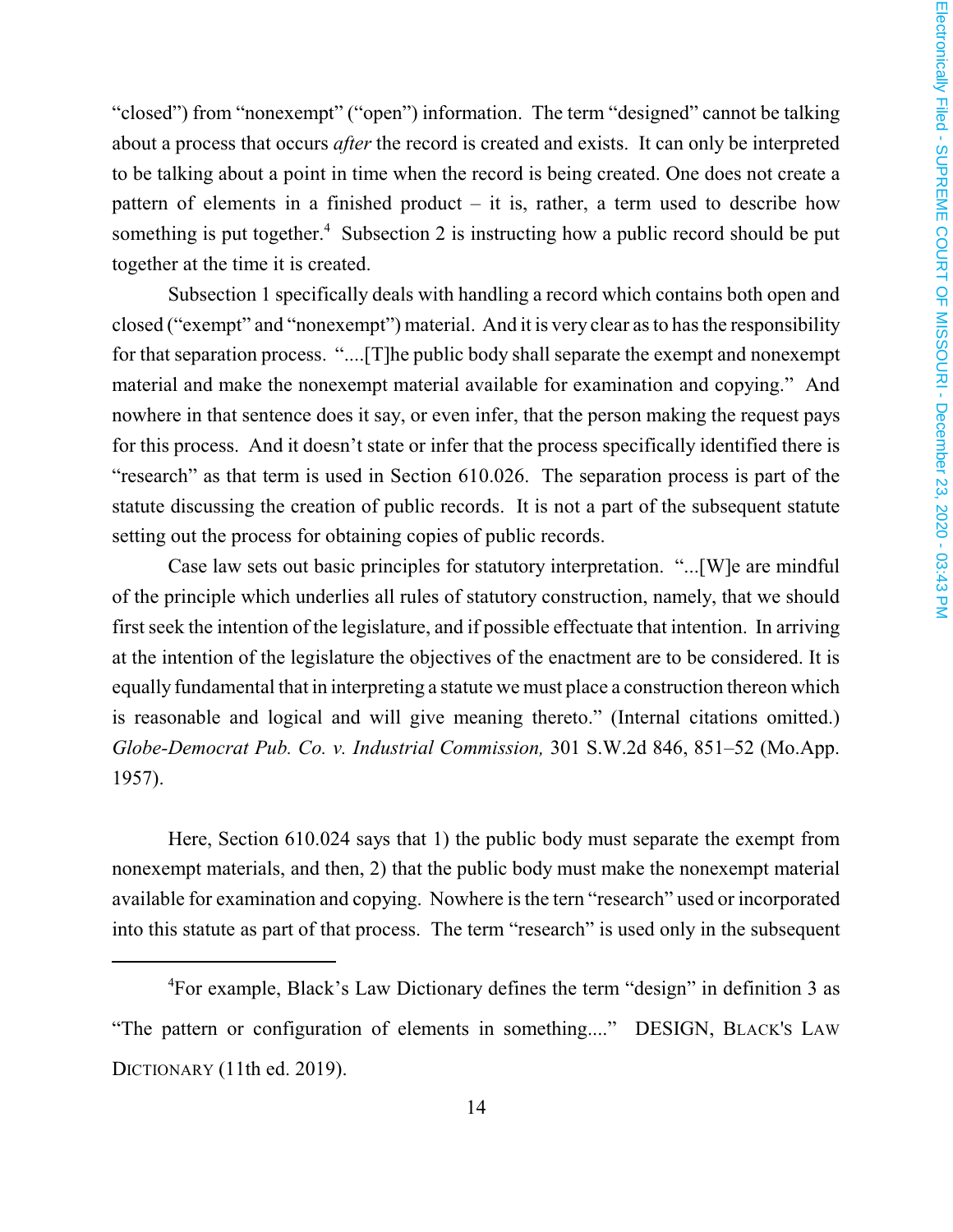"closed") from "nonexempt" ("open") information. The term "designed" cannot be talking about a process that occurs *after* the record is created and exists. It can only be interpreted to be talking about a point in time when the record is being created. One does not create a pattern of elements in a finished product – it is, rather, a term used to describe how something is put together.[4] Subsection 2 is instructing how a public record should be put together at the time it is created.

Subsection 1 specifically deals with handling a record which contains both open and closed ("exempt" and "nonexempt") material. And it is very clear as to has the responsibility for that separation process. "....[T]he public body shall separate the exempt and nonexempt material and make the nonexempt material available for examination and copying." And nowhere in that sentence does it say, or even infer, that the person making the request pays for this process. And it doesn't state or infer that the process specifically identified there is "research" as that term is used in Section 610.026. The separation process is part of the statute discussing the creation of public records. It is not a part of the subsequent statute setting out the process for obtaining copies of public records.

Case law sets out basic principles for statutory interpretation. "...[W]e are mindful of the principle which underlies all rules of statutory construction, namely, that we should first seek the intention of the legislature, and if possible effectuate that intention. In arriving at the intention of the legislature the objectives of the enactment are to be considered. It is equally fundamental that in interpreting a statute we must place a construction thereon which is reasonable and logical and will give meaning thereto." (Internal citations omitted.) *Globe-Democrat Pub. Co. v. Industrial Commission,* 301 S.W.2d 846, 851–52 (Mo.App. 1957).

Here, Section 610.024 says that 1) the public body must separate the exempt from nonexempt materials, and then, 2) that the public body must make the nonexempt material available for examination and copying. Nowhere is the tern "research" used or incorporated into this statute as part of that process. The term "research" is used only in the subsequent

---

[4]For example, Black's Law Dictionary defines the term "design" in definition 3 as "The pattern or configuration of elements in something...." DESIGN, BLACK'S LAW DICTIONARY (11th ed. 2019).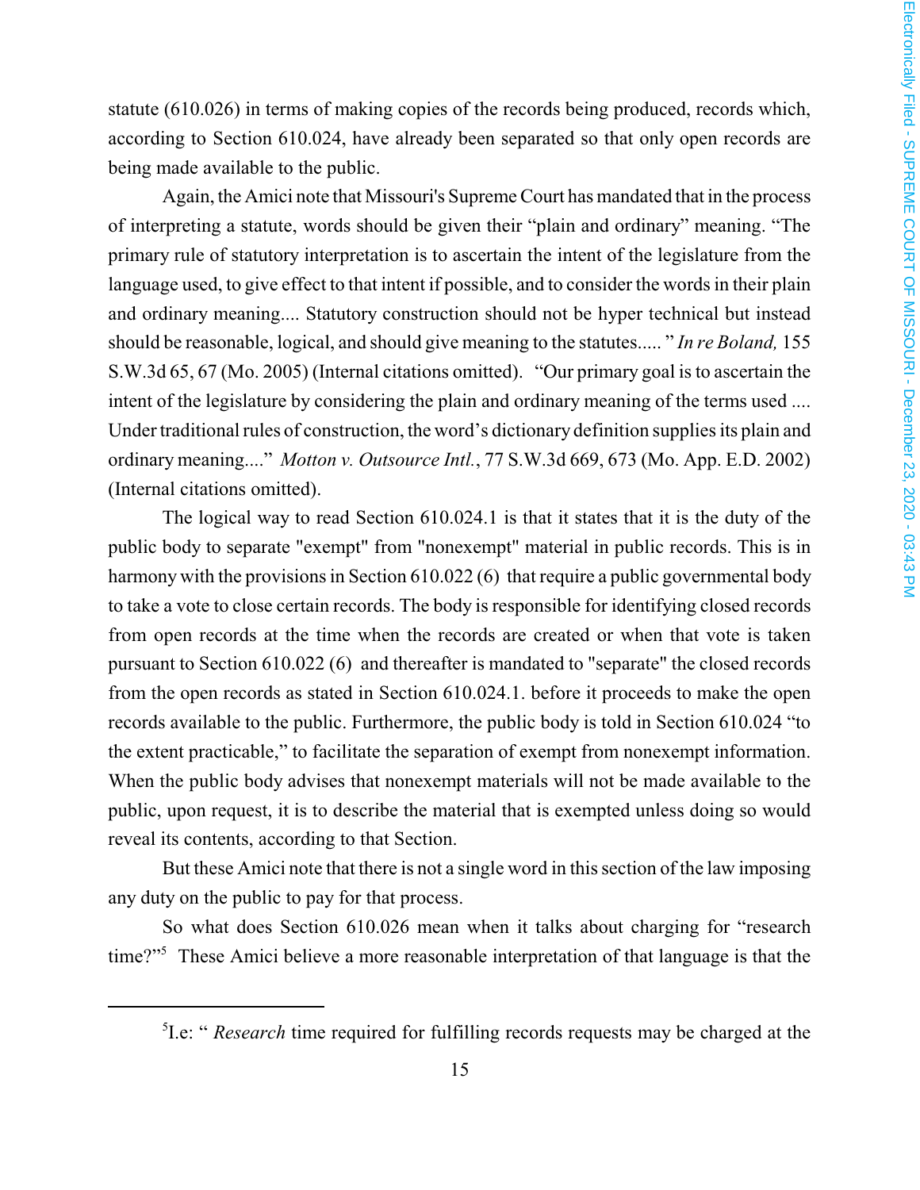statute (610.026) in terms of making copies of the records being produced, records which, according to Section 610.024, have already been separated so that only open records are being made available to the public.

Again, the Amici note that Missouri's Supreme Court has mandated that in the process of interpreting a statute, words should be given their "plain and ordinary" meaning. "The primary rule of statutory interpretation is to ascertain the intent of the legislature from the language used, to give effect to that intent if possible, and to consider the words in their plain and ordinary meaning.... Statutory construction should not be hyper technical but instead should be reasonable, logical, and should give meaning to the statutes..... " *In re Boland,* 155 S.W.3d 65, 67 (Mo. 2005) (Internal citations omitted). "Our primary goal is to ascertain the intent of the legislature by considering the plain and ordinary meaning of the terms used .... Under traditional rules of construction, the word's dictionary definition supplies its plain and ordinary meaning...." *Motton v. Outsource Intl.*, 77 S.W.3d 669, 673 (Mo. App. E.D. 2002) (Internal citations omitted).

The logical way to read Section 610.024.1 is that it states that it is the duty of the public body to separate "exempt" from "nonexempt" material in public records. This is in harmony with the provisions in Section 610.022 (6) that require a public governmental body to take a vote to close certain records. The body is responsible for identifying closed records from open records at the time when the records are created or when that vote is taken pursuant to Section 610.022 (6) and thereafter is mandated to "separate" the closed records from the open records as stated in Section 610.024.1. before it proceeds to make the open records available to the public. Furthermore, the public body is told in Section 610.024 "to the extent practicable," to facilitate the separation of exempt from nonexempt information. When the public body advises that nonexempt materials will not be made available to the public, upon request, it is to describe the material that is exempted unless doing so would reveal its contents, according to that Section.

But these Amici note that there is not a single word in this section of the law imposing any duty on the public to pay for that process.

So what does Section 610.026 mean when it talks about charging for "research time?"[5] These Amici believe a more reasonable interpretation of that language is that the

[5] I.e: " *Research* time required for fulfilling records requests may be charged at the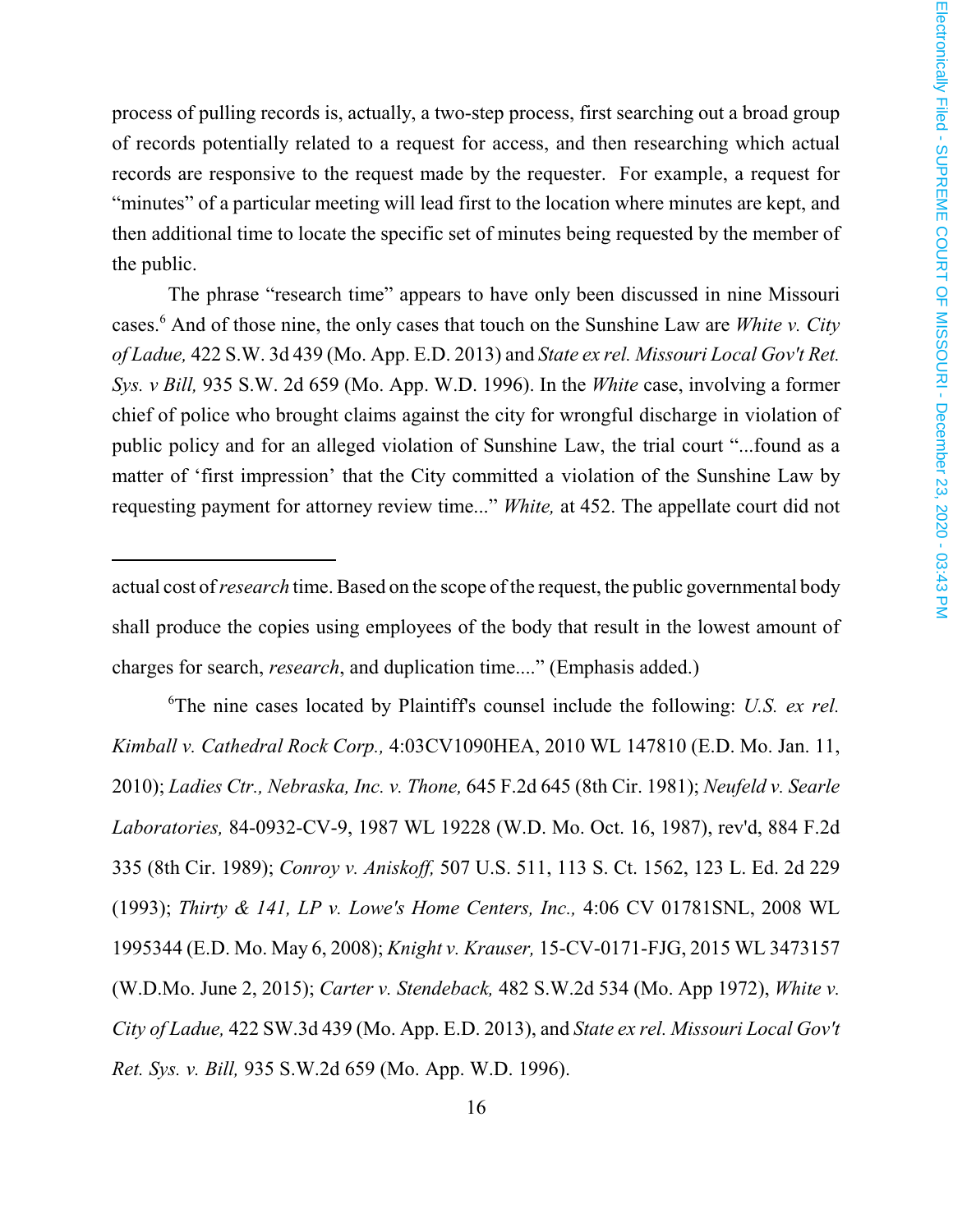process of pulling records is, actually, a two-step process, first searching out a broad group of records potentially related to a request for access, and then researching which actual records are responsive to the request made by the requester. For example, a request for "minutes" of a particular meeting will lead first to the location where minutes are kept, and then additional time to locate the specific set of minutes being requested by the member of the public.

The phrase "research time" appears to have only been discussed in nine Missouri cases.[6] And of those nine, the only cases that touch on the Sunshine Law are *White v. City of Ladue,* 422 S.W. 3d 439 (Mo. App. E.D. 2013) and *State ex rel. Missouri Local Gov't Ret. Sys. v Bill,* 935 S.W. 2d 659 (Mo. App. W.D. 1996). In the *White* case, involving a former chief of police who brought claims against the city for wrongful discharge in violation of public policy and for an alleged violation of Sunshine Law, the trial court "...found as a matter of 'first impression' that the City committed a violation of the Sunshine Law by requesting payment for attorney review time..." *White,* at 452. The appellate court did not

---

actual cost of *research* time. Based on the scope of the request, the public governmental body shall produce the copies using employees of the body that result in the lowest amount of charges for search, *research*, and duplication time...." (Emphasis added.)

[6]The nine cases located by Plaintiff's counsel include the following: *U.S. ex rel. Kimball v. Cathedral Rock Corp.,* 4:03CV1090HEA, 2010 WL 147810 (E.D. Mo. Jan. 11, 2010); *Ladies Ctr., Nebraska, Inc. v. Thone,* 645 F.2d 645 (8th Cir. 1981); *Neufeld v. Searle Laboratories,* 84-0932-CV-9, 1987 WL 19228 (W.D. Mo. Oct. 16, 1987), rev'd, 884 F.2d 335 (8th Cir. 1989); *Conroy v. Aniskoff,* 507 U.S. 511, 113 S. Ct. 1562, 123 L. Ed. 2d 229 (1993); *Thirty & 141, LP v. Lowe's Home Centers, Inc.,* 4:06 CV 01781SNL, 2008 WL 1995344 (E.D. Mo. May 6, 2008); *Knight v. Krauser,* 15-CV-0171-FJG, 2015 WL 3473157 (W.D.Mo. June 2, 2015); *Carter v. Stendeback,* 482 S.W.2d 534 (Mo. App 1972), *White v. City of Ladue,* 422 SW.3d 439 (Mo. App. E.D. 2013), and *State ex rel. Missouri Local Gov't Ret. Sys. v. Bill,* 935 S.W.2d 659 (Mo. App. W.D. 1996).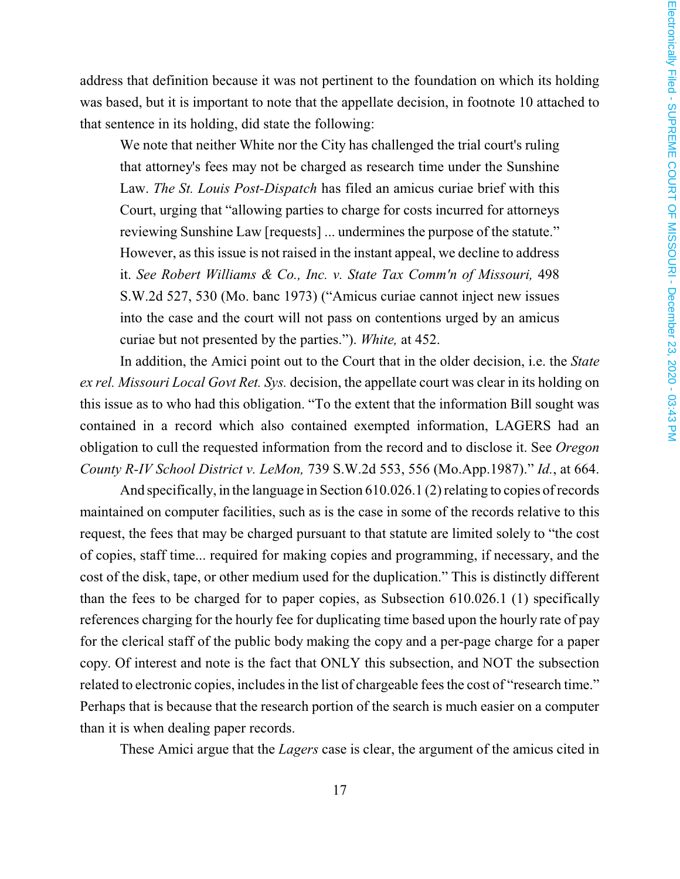address that definition because it was not pertinent to the foundation on which its holding was based, but it is important to note that the appellate decision, in footnote 10 attached to that sentence in its holding, did state the following:

> We note that neither White nor the City has challenged the trial court's ruling that attorney's fees may not be charged as research time under the Sunshine Law. *The St. Louis Post-Dispatch* has filed an amicus curiae brief with this Court, urging that "allowing parties to charge for costs incurred for attorneys reviewing Sunshine Law [requests] ... undermines the purpose of the statute." However, as this issue is not raised in the instant appeal, we decline to address it. *See Robert Williams & Co., Inc. v. State Tax Comm'n of Missouri,* 498 S.W.2d 527, 530 (Mo. banc 1973) ("Amicus curiae cannot inject new issues into the case and the court will not pass on contentions urged by an amicus curiae but not presented by the parties."). *White,* at 452.

In addition, the Amici point out to the Court that in the older decision, i.e. the *State ex rel. Missouri Local Govt Ret. Sys.* decision, the appellate court was clear in its holding on this issue as to who had this obligation. "To the extent that the information Bill sought was contained in a record which also contained exempted information, LAGERS had an obligation to cull the requested information from the record and to disclose it. See *Oregon County R-IV School District v. LeMon,* 739 S.W.2d 553, 556 (Mo.App.1987)." *Id.*, at 664.

And specifically, in the language in Section 610.026.1 (2) relating to copies of records maintained on computer facilities, such as is the case in some of the records relative to this request, the fees that may be charged pursuant to that statute are limited solely to "the cost of copies, staff time... required for making copies and programming, if necessary, and the cost of the disk, tape, or other medium used for the duplication." This is distinctly different than the fees to be charged for to paper copies, as Subsection 610.026.1 (1) specifically references charging for the hourly fee for duplicating time based upon the hourly rate of pay for the clerical staff of the public body making the copy and a per-page charge for a paper copy. Of interest and note is the fact that ONLY this subsection, and NOT the subsection related to electronic copies, includes in the list of chargeable fees the cost of "research time." Perhaps that is because that the research portion of the search is much easier on a computer than it is when dealing paper records.

These Amici argue that the *Lagers* case is clear, the argument of the amicus cited in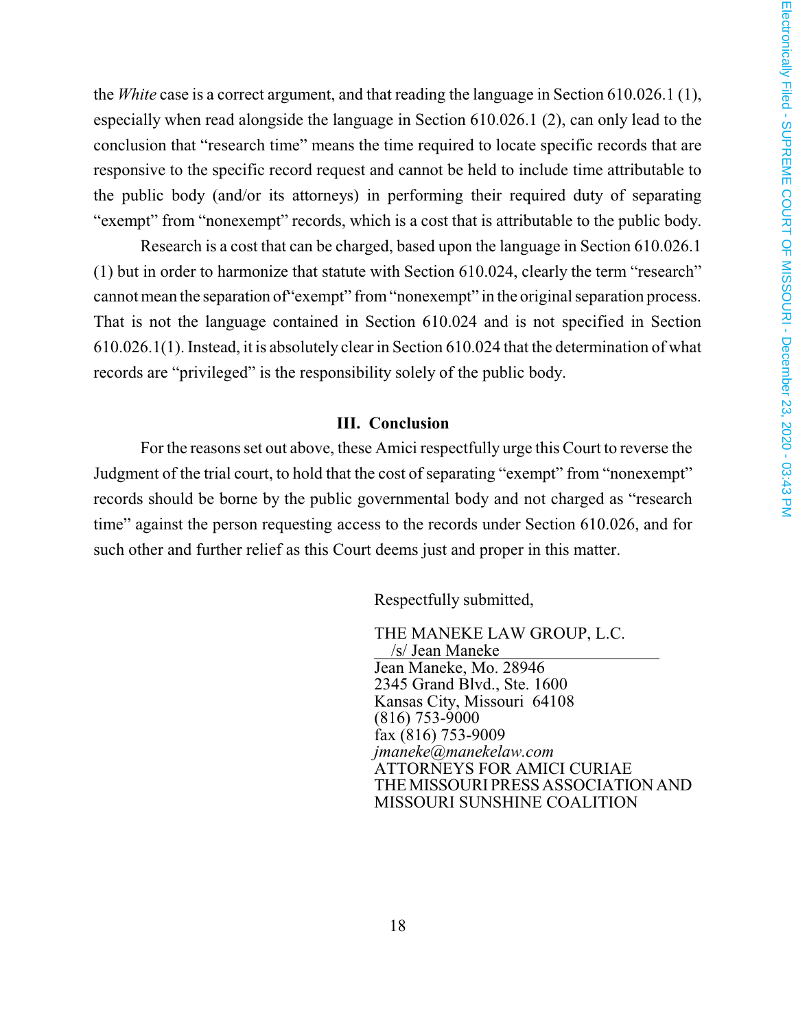the *White* case is a correct argument, and that reading the language in Section 610.026.1 (1), especially when read alongside the language in Section 610.026.1 (2), can only lead to the conclusion that "research time" means the time required to locate specific records that are responsive to the specific record request and cannot be held to include time attributable to the public body (and/or its attorneys) in performing their required duty of separating "exempt" from "nonexempt" records, which is a cost that is attributable to the public body.

Research is a cost that can be charged, based upon the language in Section 610.026.1 (1) but in order to harmonize that statute with Section 610.024, clearly the term "research" cannot mean the separation of"exempt" from "nonexempt" in the original separation process. That is not the language contained in Section 610.024 and is not specified in Section 610.026.1(1). Instead, it is absolutely clear in Section 610.024 that the determination of what records are "privileged" is the responsibility solely of the public body.

## III. Conclusion

For the reasons set out above, these Amici respectfully urge this Court to reverse the Judgment of the trial court, to hold that the cost of separating "exempt" from "nonexempt" records should be borne by the public governmental body and not charged as "research time" against the person requesting access to the records under Section 610.026, and for such other and further relief as this Court deems just and proper in this matter.

Respectfully submitted,

THE MANEKE LAW GROUP, L.C.
/s/ Jean Maneke
Jean Maneke, Mo. 28946
2345 Grand Blvd., Ste. 1600
Kansas City, Missouri 64108
(816) 753-9000
fax (816) 753-9009
*jmaneke@manekelaw.com*
ATTORNEYS FOR AMICI CURIAE
THE MISSOURI PRESS ASSOCIATION AND
MISSOURI SUNSHINE COALITION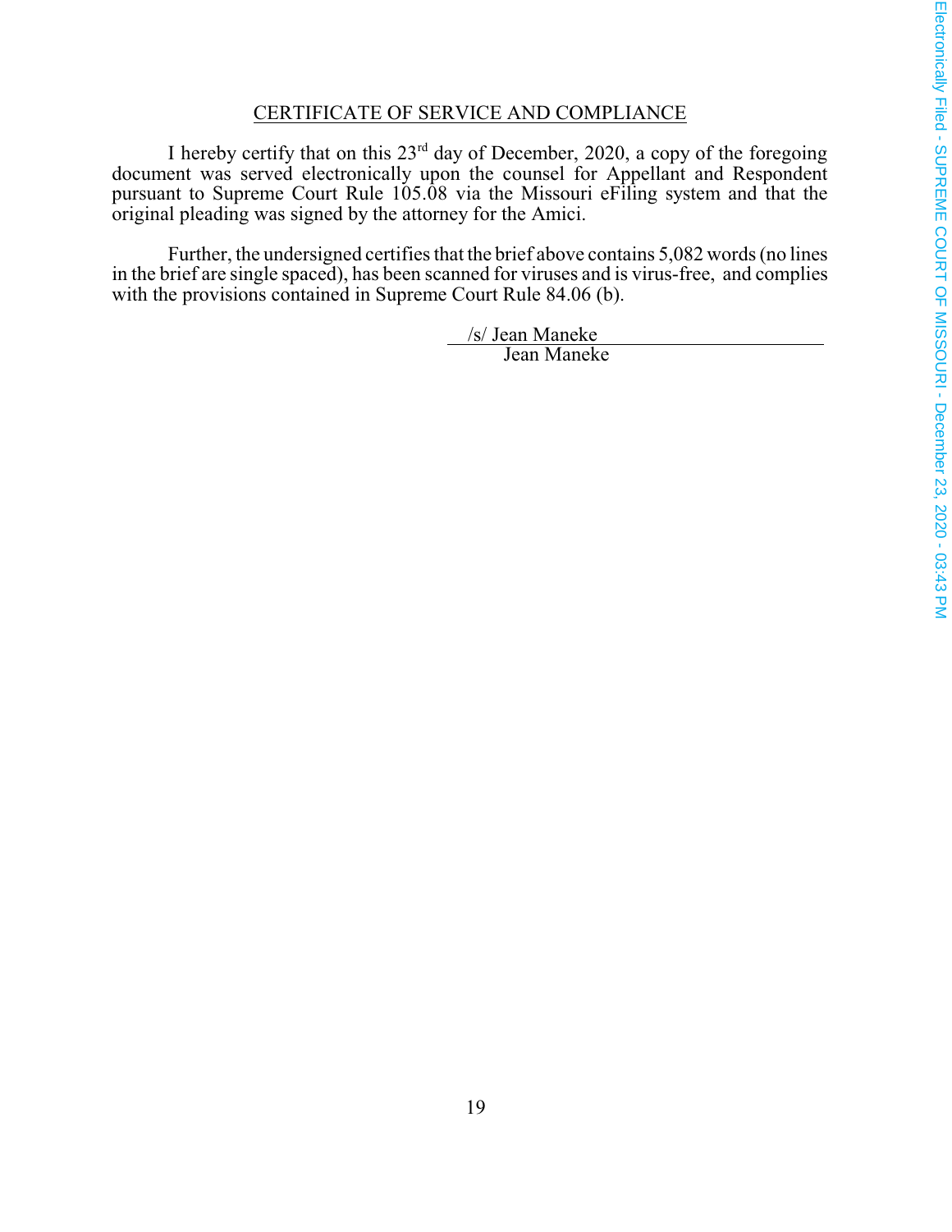# CERTIFICATE OF SERVICE AND COMPLIANCE

I hereby certify that on this 23rd day of December, 2020, a copy of the foregoing document was served electronically upon the counsel for Appellant and Respondent pursuant to Supreme Court Rule 105.08 via the Missouri eFiling system and that the original pleading was signed by the attorney for the Amici.

Further, the undersigned certifies that the brief above contains 5,082 words (no lines in the brief are single spaced), has been scanned for viruses and is virus-free, and complies with the provisions contained in Supreme Court Rule 84.06 (b).

/s/ Jean Maneke
Jean Maneke